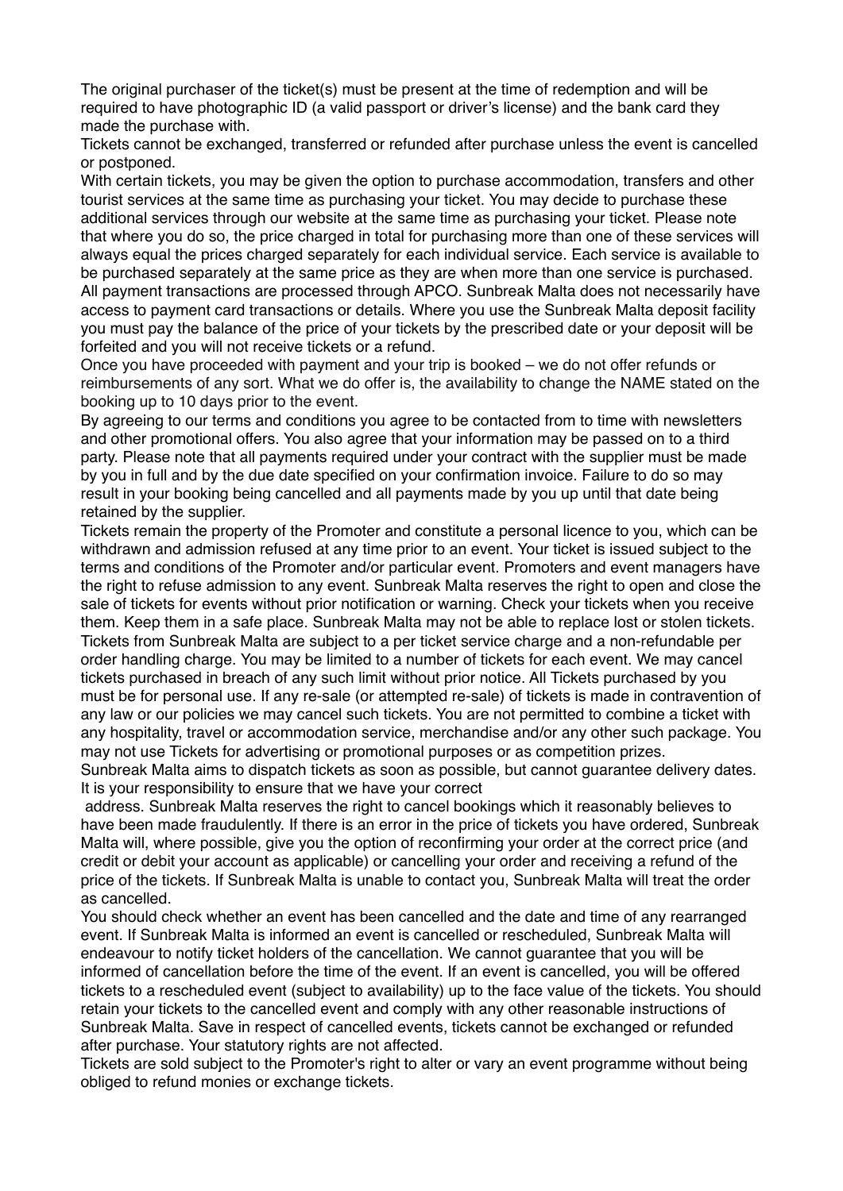The original purchaser of the ticket(s) must be present at the time of redemption and will be required to have photographic ID (a valid passport or driver's license) and the bank card they made the purchase with.

Tickets cannot be exchanged, transferred or refunded after purchase unless the event is cancelled or postponed.

With certain tickets, you may be given the option to purchase accommodation, transfers and other tourist services at the same time as purchasing your ticket. You may decide to purchase these additional services through our website at the same time as purchasing your ticket. Please note that where you do so, the price charged in total for purchasing more than one of these services will always equal the prices charged separately for each individual service. Each service is available to be purchased separately at the same price as they are when more than one service is purchased.

All payment transactions are processed through APCO. Sunbreak Malta does not necessarily have access to payment card transactions or details. Where you use the Sunbreak Malta deposit facility you must pay the balance of the price of your tickets by the prescribed date or your deposit will be forfeited and you will not receive tickets or a refund.

Once you have proceeded with payment and your trip is booked – we do not offer refunds or reimbursements of any sort. What we do offer is, the availability to change the NAME stated on the booking up to 10 days prior to the event.

By agreeing to our terms and conditions you agree to be contacted from to time with newsletters and other promotional offers. You also agree that your information may be passed on to a third party. Please note that all payments required under your contract with the supplier must be made by you in full and by the due date specified on your confirmation invoice. Failure to do so may result in your booking being cancelled and all payments made by you up until that date being retained by the supplier.

Tickets remain the property of the Promoter and constitute a personal licence to you, which can be withdrawn and admission refused at any time prior to an event. Your ticket is issued subject to the terms and conditions of the Promoter and/or particular event. Promoters and event managers have the right to refuse admission to any event. Sunbreak Malta reserves the right to open and close the sale of tickets for events without prior notification or warning. Check your tickets when you receive them. Keep them in a safe place. Sunbreak Malta may not be able to replace lost or stolen tickets.

Tickets from Sunbreak Malta are subject to a per ticket service charge and a non-refundable per order handling charge. You may be limited to a number of tickets for each event. We may cancel tickets purchased in breach of any such limit without prior notice. All Tickets purchased by you must be for personal use. If any re-sale (or attempted re-sale) of tickets is made in contravention of any law or our policies we may cancel such tickets. You are not permitted to combine a ticket with any hospitality, travel or accommodation service, merchandise and/or any other such package. You may not use Tickets for advertising or promotional purposes or as competition prizes.

Sunbreak Malta aims to dispatch tickets as soon as possible, but cannot guarantee delivery dates. It is your responsibility to ensure that we have your correct address. Sunbreak Malta reserves the right to cancel bookings which it reasonably believes to have been made fraudulently. If there is an error in the price of tickets you have ordered, Sunbreak Malta will, where possible, give you the option of reconfirming your order at the correct price (and credit or debit your account as applicable) or cancelling your order and receiving a refund of the price of the tickets. If Sunbreak Malta is unable to contact you, Sunbreak Malta will treat the order as cancelled.

You should check whether an event has been cancelled and the date and time of any rearranged event. If Sunbreak Malta is informed an event is cancelled or rescheduled, Sunbreak Malta will endeavour to notify ticket holders of the cancellation. We cannot guarantee that you will be informed of cancellation before the time of the event. If an event is cancelled, you will be offered tickets to a rescheduled event (subject to availability) up to the face value of the tickets. You should retain your tickets to the cancelled event and comply with any other reasonable instructions of Sunbreak Malta. Save in respect of cancelled events, tickets cannot be exchanged or refunded after purchase. Your statutory rights are not affected.

Tickets are sold subject to the Promoter's right to alter or vary an event programme without being obliged to refund monies or exchange tickets.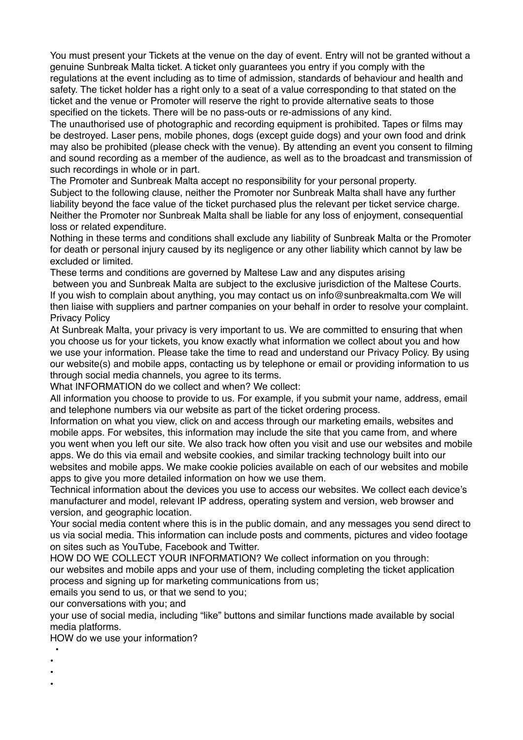You must present your Tickets at the venue on the day of event. Entry will not be granted without a genuine Sunbreak Malta ticket. A ticket only guarantees you entry if you comply with the regulations at the event including as to time of admission, standards of behaviour and health and safety. The ticket holder has a right only to a seat of a value corresponding to that stated on the ticket and the venue or Promoter will reserve the right to provide alternative seats to those specified on the tickets. There will be no pass-outs or re-admissions of any kind.

The unauthorised use of photographic and recording equipment is prohibited. Tapes or films may be destroyed. Laser pens, mobile phones, dogs (except guide dogs) and your own food and drink may also be prohibited (please check with the venue). By attending an event you consent to filming and sound recording as a member of the audience, as well as to the broadcast and transmission of such recordings in whole or in part.

The Promoter and Sunbreak Malta accept no responsibility for your personal property.

Subject to the following clause, neither the Promoter nor Sunbreak Malta shall have any further liability beyond the face value of the ticket purchased plus the relevant per ticket service charge. Neither the Promoter nor Sunbreak Malta shall be liable for any loss of enjoyment, consequential loss or related expenditure.

Nothing in these terms and conditions shall exclude any liability of Sunbreak Malta or the Promoter for death or personal injury caused by its negligence or any other liability which cannot by law be excluded or limited.

These terms and conditions are governed by Maltese Law and any disputes arising between you and Sunbreak Malta are subject to the exclusive jurisdiction of the Maltese Courts.

If you wish to complain about anything, you may contact us on info@sunbreakmalta.com We will then liaise with suppliers and partner companies on your behalf in order to resolve your complaint.

Privacy Policy

At Sunbreak Malta, your privacy is very important to us. We are committed to ensuring that when you choose us for your tickets, you know exactly what information we collect about you and how we use your information. Please take the time to read and understand our Privacy Policy. By using our website(s) and mobile apps, contacting us by telephone or email or providing information to us through social media channels, you agree to its terms.

What INFORMATION do we collect and when? We collect:

All information you choose to provide to us. For example, if you submit your name, address, email and telephone numbers via our website as part of the ticket ordering process.

Information on what you view, click on and access through our marketing emails, websites and mobile apps. For websites, this information may include the site that you came from, and where you went when you left our site. We also track how often you visit and use our websites and mobile apps. We do this via email and website cookies, and similar tracking technology built into our websites and mobile apps. We make cookie policies available on each of our websites and mobile apps to give you more detailed information on how we use them.

Technical information about the devices you use to access our websites. We collect each device's manufacturer and model, relevant IP address, operating system and version, web browser and version, and geographic location.

Your social media content where this is in the public domain, and any messages you send direct to us via social media. This information can include posts and comments, pictures and video footage on sites such as YouTube, Facebook and Twitter.

HOW DO WE COLLECT YOUR INFORMATION? We collect information on you through:

our websites and mobile apps and your use of them, including completing the ticket application process and signing up for marketing communications from us;

emails you send to us, or that we send to you;

our conversations with you; and

your use of social media, including "like" buttons and similar functions made available by social media platforms.

HOW do we use your information?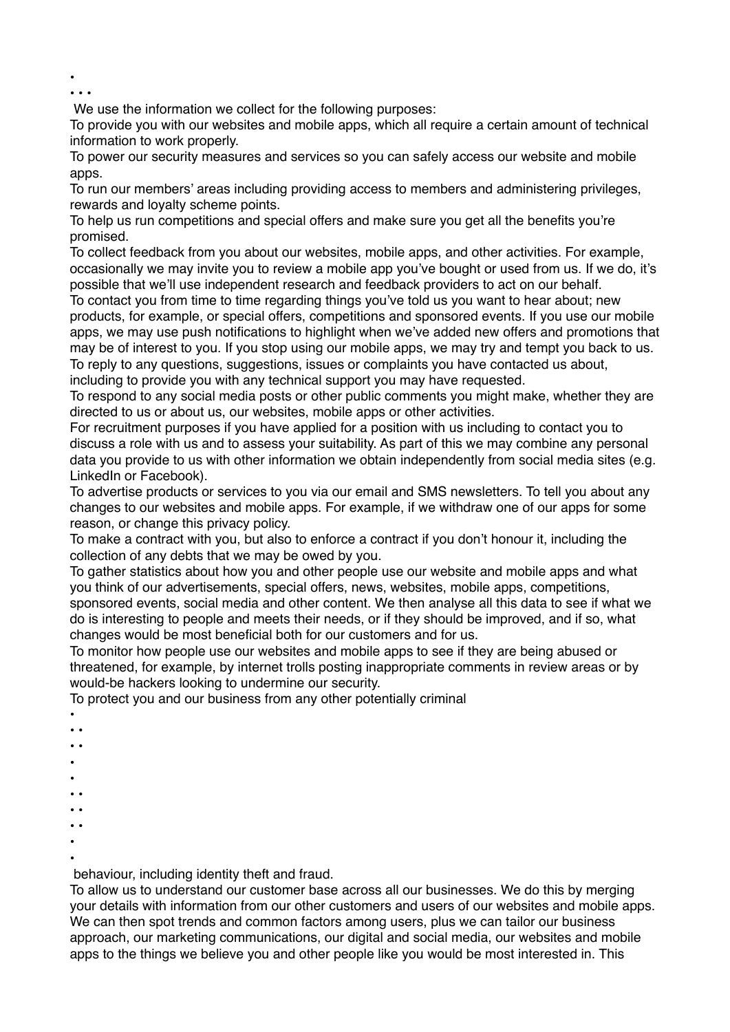We use the information we collect for the following purposes:

To provide you with our websites and mobile apps, which all require a certain amount of technical information to work properly.

To power our security measures and services so you can safely access our website and mobile apps.

To run our members' areas including providing access to members and administering privileges, rewards and loyalty scheme points.

To help us run competitions and special offers and make sure you get all the benefits you're promised.

To collect feedback from you about our websites, mobile apps, and other activities. For example, occasionally we may invite you to review a mobile app you've bought or used from us. If we do, it's possible that we'll use independent research and feedback providers to act on our behalf.

To contact you from time to time regarding things you've told us you want to hear about; new products, for example, or special offers, competitions and sponsored events. If you use our mobile apps, we may use push notifications to highlight when we've added new offers and promotions that may be of interest to you. If you stop using our mobile apps, we may try and tempt you back to us.

To reply to any questions, suggestions, issues or complaints you have contacted us about, including to provide you with any technical support you may have requested.

To respond to any social media posts or other public comments you might make, whether they are directed to us or about us, our websites, mobile apps or other activities.

For recruitment purposes if you have applied for a position with us including to contact you to discuss a role with us and to assess your suitability. As part of this we may combine any personal data you provide to us with other information we obtain independently from social media sites (e.g. LinkedIn or Facebook).

To advertise products or services to you via our email and SMS newsletters. To tell you about any changes to our websites and mobile apps. For example, if we withdraw one of our apps for some reason, or change this privacy policy.

To make a contract with you, but also to enforce a contract if you don't honour it, including the collection of any debts that we may be owed by you.

To gather statistics about how you and other people use our website and mobile apps and what you think of our advertisements, special offers, news, websites, mobile apps, competitions, sponsored events, social media and other content. We then analyse all this data to see if what we do is interesting to people and meets their needs, or if they should be improved, and if so, what changes would be most beneficial both for our customers and for us.

To monitor how people use our websites and mobile apps to see if they are being abused or threatened, for example, by internet trolls posting inappropriate comments in review areas or by would-be hackers looking to undermine our security.

To protect you and our business from any other potentially criminal behaviour, including identity theft and fraud.

To allow us to understand our customer base across all our businesses. We do this by merging your details with information from our other customers and users of our websites and mobile apps. We can then spot trends and common factors among users, plus we can tailor our business approach, our marketing communications, our digital and social media, our websites and mobile apps to the things we believe you and other people like you would be most interested in. This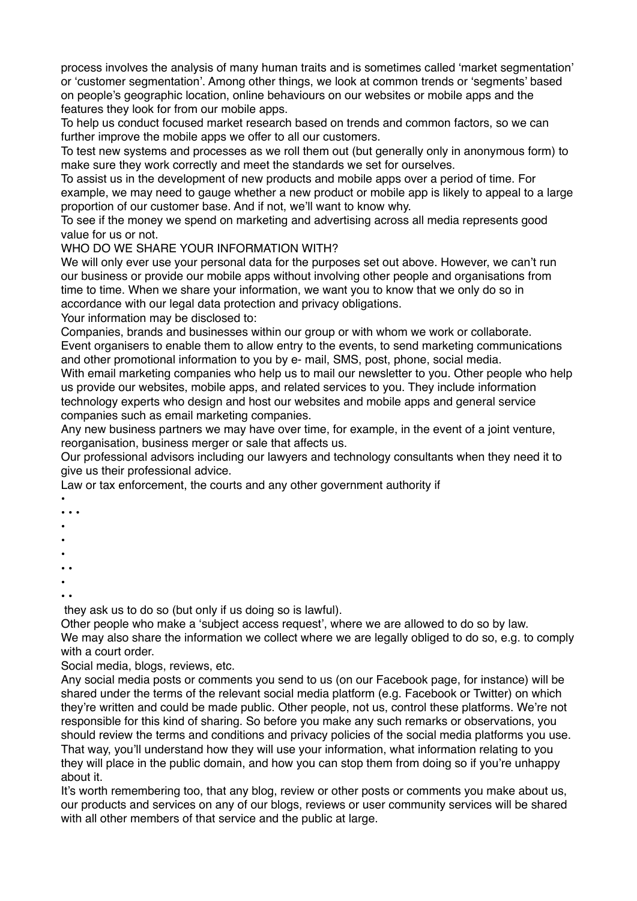process involves the analysis of many human traits and is sometimes called 'market segmentation' or 'customer segmentation'. Among other things, we look at common trends or 'segments' based on people's geographic location, online behaviours on our websites or mobile apps and the features they look for from our mobile apps.

To help us conduct focused market research based on trends and common factors, so we can further improve the mobile apps we offer to all our customers.

To test new systems and processes as we roll them out (but generally only in anonymous form) to make sure they work correctly and meet the standards we set for ourselves.

To assist us in the development of new products and mobile apps over a period of time. For example, we may need to gauge whether a new product or mobile app is likely to appeal to a large proportion of our customer base. And if not, we'll want to know why.

To see if the money we spend on marketing and advertising across all media represents good value for us or not.

WHO DO WE SHARE YOUR INFORMATION WITH?

We will only ever use your personal data for the purposes set out above. However, we can't run our business or provide our mobile apps without involving other people and organisations from time to time. When we share your information, we want you to know that we only do so in accordance with our legal data protection and privacy obligations.

Your information may be disclosed to:

Companies, brands and businesses within our group or with whom we work or collaborate.

Event organisers to enable them to allow entry to the events, to send marketing communications and other promotional information to you by e- mail, SMS, post, phone, social media.

With email marketing companies who help us to mail our newsletter to you. Other people who help us provide our websites, mobile apps, and related services to you. They include information technology experts who design and host our websites and mobile apps and general service companies such as email marketing companies.

Any new business partners we may have over time, for example, in the event of a joint venture, reorganisation, business merger or sale that affects us.

Our professional advisors including our lawyers and technology consultants when they need it to give us their professional advice.

Law or tax enforcement, the courts and any other government authority if

•
• • •
•
•
•
• •
•
• •

they ask us to do so (but only if us doing so is lawful).

Other people who make a 'subject access request', where we are allowed to do so by law.

We may also share the information we collect where we are legally obliged to do so, e.g. to comply with a court order.

Social media, blogs, reviews, etc.

Any social media posts or comments you send to us (on our Facebook page, for instance) will be shared under the terms of the relevant social media platform (e.g. Facebook or Twitter) on which they're written and could be made public. Other people, not us, control these platforms. We're not responsible for this kind of sharing. So before you make any such remarks or observations, you should review the terms and conditions and privacy policies of the social media platforms you use. That way, you'll understand how they will use your information, what information relating to you they will place in the public domain, and how you can stop them from doing so if you're unhappy about it.

It's worth remembering too, that any blog, review or other posts or comments you make about us, our products and services on any of our blogs, reviews or user community services will be shared with all other members of that service and the public at large.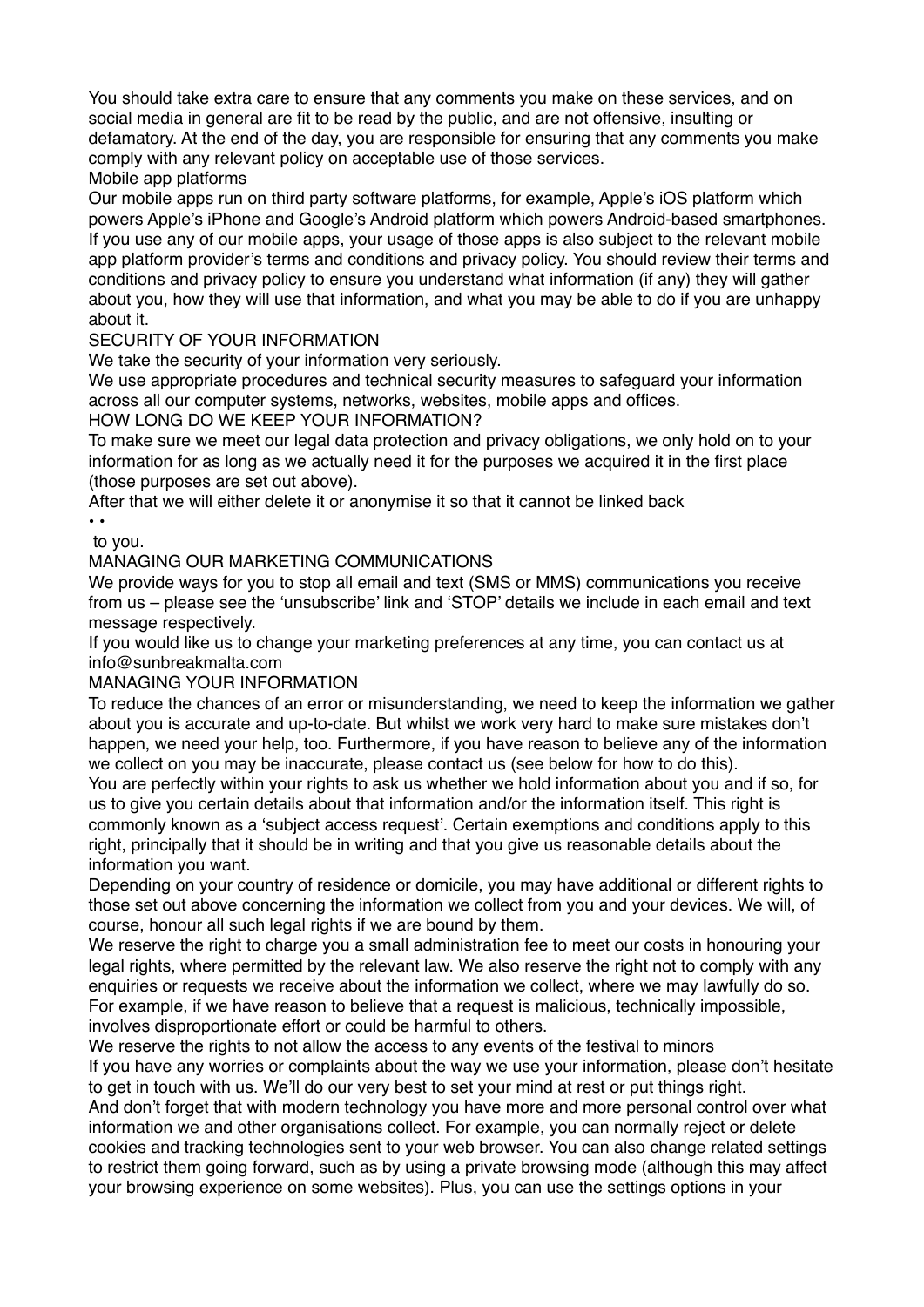You should take extra care to ensure that any comments you make on these services, and on social media in general are fit to be read by the public, and are not offensive, insulting or defamatory. At the end of the day, you are responsible for ensuring that any comments you make comply with any relevant policy on acceptable use of those services.

### Mobile app platforms

Our mobile apps run on third party software platforms, for example, Apple's iOS platform which powers Apple's iPhone and Google's Android platform which powers Android-based smartphones. If you use any of our mobile apps, your usage of those apps is also subject to the relevant mobile app platform provider's terms and conditions and privacy policy. You should review their terms and conditions and privacy policy to ensure you understand what information (if any) they will gather about you, how they will use that information, and what you may be able to do if you are unhappy about it.

## SECURITY OF YOUR INFORMATION

We take the security of your information very seriously.

We use appropriate procedures and technical security measures to safeguard your information across all our computer systems, networks, websites, mobile apps and offices.

## HOW LONG DO WE KEEP YOUR INFORMATION?

To make sure we meet our legal data protection and privacy obligations, we only hold on to your information for as long as we actually need it for the purposes we acquired it in the first place (those purposes are set out above).

After that we will either delete it or anonymise it so that it cannot be linked back

• •

to you.

## MANAGING OUR MARKETING COMMUNICATIONS

We provide ways for you to stop all email and text (SMS or MMS) communications you receive from us – please see the 'unsubscribe' link and 'STOP' details we include in each email and text message respectively.

If you would like us to change your marketing preferences at any time, you can contact us at info@sunbreakmalta.com

## MANAGING YOUR INFORMATION

To reduce the chances of an error or misunderstanding, we need to keep the information we gather about you is accurate and up-to-date. But whilst we work very hard to make sure mistakes don't happen, we need your help, too. Furthermore, if you have reason to believe any of the information we collect on you may be inaccurate, please contact us (see below for how to do this).

You are perfectly within your rights to ask us whether we hold information about you and if so, for us to give you certain details about that information and/or the information itself. This right is commonly known as a 'subject access request'. Certain exemptions and conditions apply to this right, principally that it should be in writing and that you give us reasonable details about the information you want.

Depending on your country of residence or domicile, you may have additional or different rights to those set out above concerning the information we collect from you and your devices. We will, of course, honour all such legal rights if we are bound by them.

We reserve the right to charge you a small administration fee to meet our costs in honouring your legal rights, where permitted by the relevant law. We also reserve the right not to comply with any enquiries or requests we receive about the information we collect, where we may lawfully do so. For example, if we have reason to believe that a request is malicious, technically impossible, involves disproportionate effort or could be harmful to others.

We reserve the rights to not allow the access to any events of the festival to minors

If you have any worries or complaints about the way we use your information, please don't hesitate to get in touch with us. We'll do our very best to set your mind at rest or put things right.

And don't forget that with modern technology you have more and more personal control over what information we and other organisations collect. For example, you can normally reject or delete cookies and tracking technologies sent to your web browser. You can also change related settings to restrict them going forward, such as by using a private browsing mode (although this may affect your browsing experience on some websites). Plus, you can use the settings options in your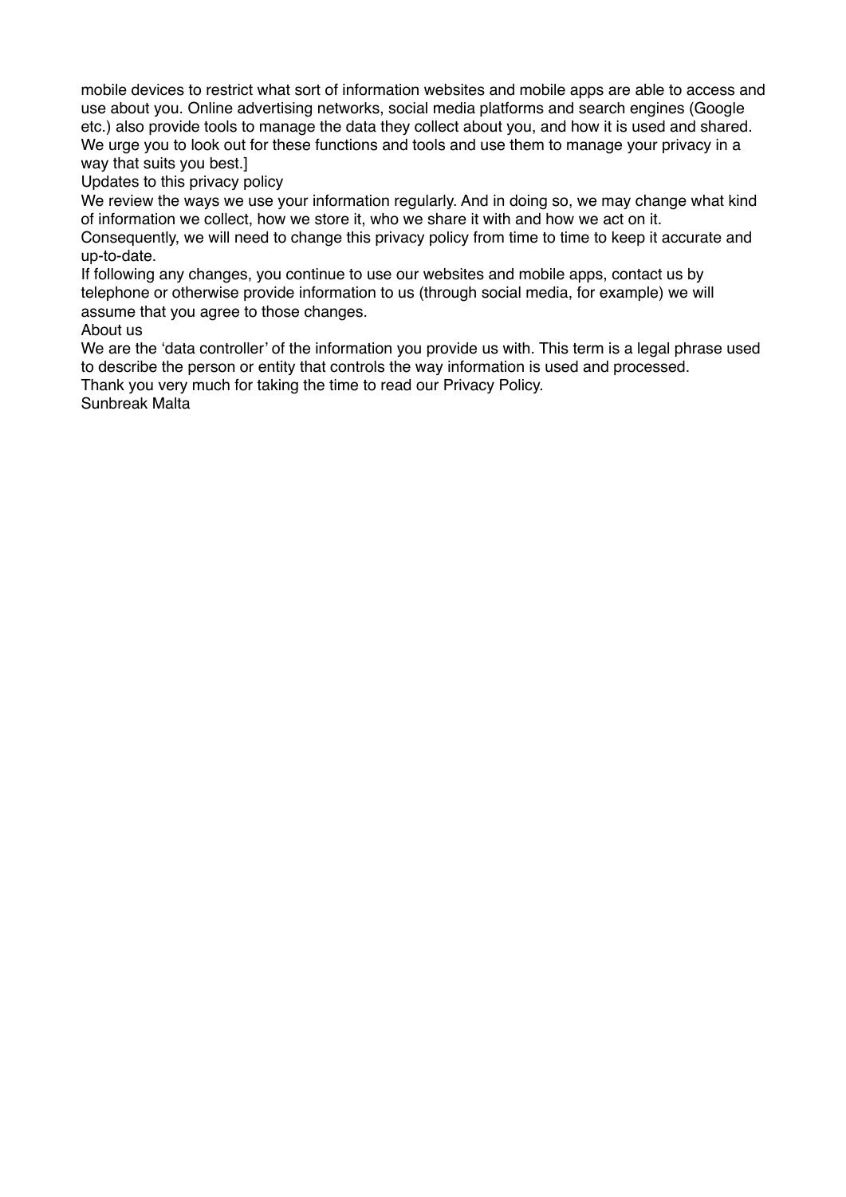mobile devices to restrict what sort of information websites and mobile apps are able to access and use about you. Online advertising networks, social media platforms and search engines (Google etc.) also provide tools to manage the data they collect about you, and how it is used and shared. We urge you to look out for these functions and tools and use them to manage your privacy in a way that suits you best.]

## Updates to this privacy policy

We review the ways we use your information regularly. And in doing so, we may change what kind of information we collect, how we store it, who we share it with and how we act on it.

Consequently, we will need to change this privacy policy from time to time to keep it accurate and up-to-date.

If following any changes, you continue to use our websites and mobile apps, contact us by telephone or otherwise provide information to us (through social media, for example) we will assume that you agree to those changes.

## About us

We are the 'data controller' of the information you provide us with. This term is a legal phrase used to describe the person or entity that controls the way information is used and processed.

Thank you very much for taking the time to read our Privacy Policy.

Sunbreak Malta